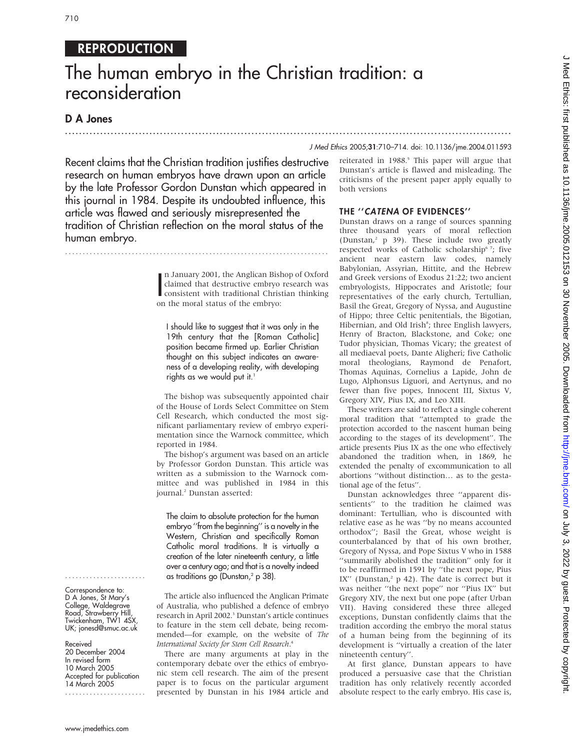REPRODUCTION

# The human embryo in the Christian tradition: a reconsideration

## D A Jones

J Med Ethics 2005;31:710–714. doi: 10.1136/jme.2004.011593

**Recent claims that the Christian tradition justifies destructive research on human embryos have drawn upon an article by the late Professor Gordon Dunstan which appeared in this journal in 1984. Despite its undoubted influence, this article was flawed and seriously misrepresented the tradition of Christian reflection on the moral status of the human embryo.**

In January 2001, the Anglican Bishop of Oxford claimed that destructive embryo research was consistent with traditional Christian thinking on the moral status of the embryo:

> I should like to suggest that it was only in the 19th century that the [Roman Catholic] position became firmed up. Earlier Christian thought on this subject indicates an awareness of a developing reality, with developing rights as we would put it.[1]

The bishop was subsequently appointed chair of the House of Lords Select Committee on Stem Cell Research, which conducted the most significant parliamentary review of embryo experimentation since the Warnock committee, which reported in 1984.

The bishop's argument was based on an article by Professor Gordon Dunstan. This article was written as a submission to the Warnock committee and was published in 1984 in this journal.[2] Dunstan asserted:

> The claim to absolute protection for the human embryo "from the beginning" is a novelty in the Western, Christian and specifically Roman Catholic moral traditions. It is virtually a creation of the later nineteenth century, a little over a century ago; and that is a novelty indeed as traditions go (Dunstan,[2] p 38).

The article also influenced the Anglican Primate of Australia, who published a defence of embryo research in April 2002.[3] Dunstan's article continues to feature in the stem cell debate, being recommended—for example, on the website of *The International Society for Stem Cell Research*.[4]

There are many arguments at play in the contemporary debate over the ethics of embryonic stem cell research. The aim of the present paper is to focus on the particular argument presented by Dunstan in his 1984 article and reiterated in 1988.[5] This paper will argue that Dunstan's article is flawed and misleading. The criticisms of the present paper apply equally to both versions

Correspondence to: D A Jones, St Mary's College, Waldegrave Road, Strawberry Hill, Twickenham, TW1 4SX, UK; jonesd@smuc.ac.uk

Received 20 December 2004
In revised form 10 March 2005
Accepted for publication 14 March 2005

## THE "*CATENA* OF EVIDENCES"

Dunstan draws on a range of sources spanning three thousand years of moral reflection (Dunstan,[2] p 39). These include two greatly respected works of Catholic scholarship[6,7]; five ancient near eastern law codes, namely Babylonian, Assyrian, Hittite, and the Hebrew and Greek versions of Exodus 21:22; two ancient embryologists, Hippocrates and Aristotle; four representatives of the early church, Tertullian, Basil the Great, Gregory of Nyssa, and Augustine of Hippo; three Celtic penitentials, the Bigotian, Hibernian, and Old Irish[8]; three English lawyers, Henry of Bracton, Blackstone, and Coke; one Tudor physician, Thomas Vicary; the greatest of all mediaeval poets, Dante Aligheri; five Catholic moral theologians, Raymond de Penafort, Thomas Aquinas, Cornelius a Lapide, John de Lugo, Alphonsus Liguori, and Aertynus, and no fewer than five popes, Innocent III, Sixtus V, Gregory XIV, Pius IX, and Leo XIII.

These writers are said to reflect a single coherent moral tradition that "attempted to grade the protection accorded to the nascent human being according to the stages of its development". The article presents Pius IX as the one who effectively abandoned the tradition when, in 1869, he extended the penalty of excommunication to all abortions "without distinction… as to the gestational age of the fetus".

Dunstan acknowledges three "apparent dissentients" to the tradition he claimed was dominant: Tertullian, who is discounted with relative ease as he was "by no means accounted orthodox"; Basil the Great, whose weight is counterbalanced by that of his own brother, Gregory of Nyssa, and Pope Sixtus V who in 1588 "summarily abolished the tradition" only for it to be reaffirmed in 1591 by "the next pope, Pius IX" (Dunstan,[2] p 42). The date is correct but it was neither "the next pope" nor "Pius IX" but Gregory XIV, the next but one pope (after Urban VII). Having considered these three alleged exceptions, Dunstan confidently claims that the tradition according the embryo the moral status of a human being from the beginning of its development is "virtually a creation of the later nineteenth century".

At first glance, Dunstan appears to have produced a persuasive case that the Christian tradition has only relatively recently accorded absolute respect to the early embryo. His case is,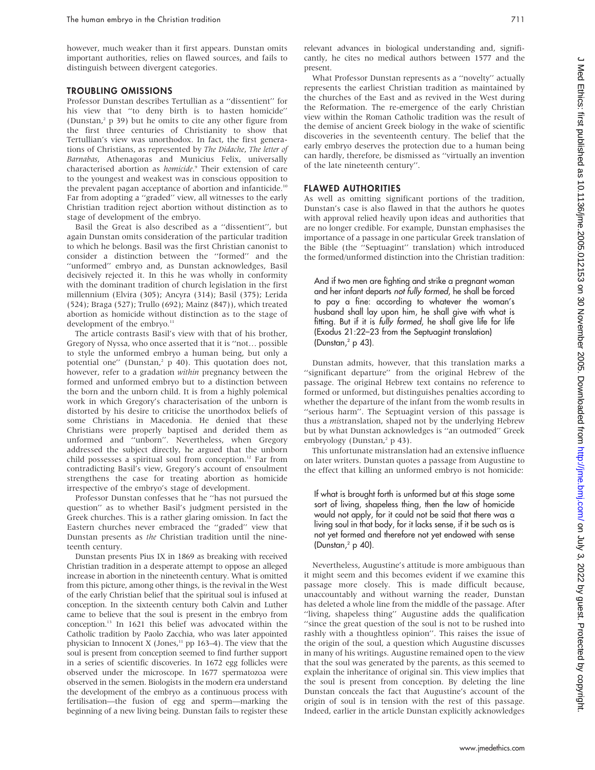however, much weaker than it first appears. Dunstan omits important authorities, relies on flawed sources, and fails to distinguish between divergent categories.

## TROUBLING OMISSIONS

Professor Dunstan describes Tertullian as a ''dissentient'' for his view that ''to deny birth is to hasten homicide'' (Dunstan,[2] p 39) but he omits to cite any other figure from the first three centuries of Christianity to show that Tertullian's view was unorthodox. In fact, the first generations of Christians, as represented by *The Didache*, *The letter of Barnabas*, Athenagoras and Municius Felix, universally characterised abortion as *homicide*.[9] Their extension of care to the youngest and weakest was in conscious opposition to the prevalent pagan acceptance of abortion and infanticide.[10] Far from adopting a ''graded'' view, all witnesses to the early Christian tradition reject abortion without distinction as to stage of development of the embryo.

Basil the Great is also described as a ''dissentient'', but again Dunstan omits consideration of the particular tradition to which he belongs. Basil was the first Christian canonist to consider a distinction between the ''formed'' and the ''unformed'' embryo and, as Dunstan acknowledges, Basil decisively rejected it. In this he was wholly in conformity with the dominant tradition of church legislation in the first millennium (Elvira (305); Ancyra (314); Basil (375); Lerida (524); Braga (527); Trullo (692); Mainz (847)), which treated abortion as homicide without distinction as to the stage of development of the embryo.[11]

The article contrasts Basil's view with that of his brother, Gregory of Nyssa, who once asserted that it is ''not… possible to style the unformed embryo a human being, but only a potential one'' (Dunstan,[2] p 40). This quotation does not, however, refer to a gradation *within* pregnancy between the formed and unformed embryo but to a distinction between the born and the unborn child. It is from a highly polemical work in which Gregory's characterisation of the unborn is distorted by his desire to criticise the unorthodox beliefs of some Christians in Macedonia. He denied that these Christians were properly baptised and derided them as unformed and ''unborn''. Nevertheless, when Gregory addressed the subject directly, he argued that the unborn child possesses a spiritual soul from conception.[12] Far from contradicting Basil's view, Gregory's account of ensoulment strengthens the case for treating abortion as homicide irrespective of the embryo's stage of development.

Professor Dunstan confesses that he ''has not pursued the question'' as to whether Basil's judgment persisted in the Greek churches. This is a rather glaring omission. In fact the Eastern churches never embraced the ''graded'' view that Dunstan presents as *the* Christian tradition until the nineteenth century.

Dunstan presents Pius IX in 1869 as breaking with received Christian tradition in a desperate attempt to oppose an alleged increase in abortion in the nineteenth century. What is omitted from this picture, among other things, is the revival in the West of the early Christian belief that the spiritual soul is infused at conception. In the sixteenth century both Calvin and Luther came to believe that the soul is present in the embryo from conception.[13] In 1621 this belief was advocated within the Catholic tradition by Paolo Zacchia, who was later appointed physician to Innocent X (Jones,[11] pp 163–4). The view that the soul is present from conception seemed to find further support in a series of scientific discoveries. In 1672 egg follicles were observed under the microscope. In 1677 spermatozoa were observed in the semen. Biologists in the modern era understand the development of the embryo as a continuous process with fertilisation—the fusion of egg and sperm—marking the beginning of a new living being. Dunstan fails to register these relevant advances in biological understanding and, significantly, he cites no medical authors between 1577 and the present.

What Professor Dunstan represents as a ''novelty'' actually represents the earliest Christian tradition as maintained by the churches of the East and as revived in the West during the Reformation. The re-emergence of the early Christian view within the Roman Catholic tradition was the result of the demise of ancient Greek biology in the wake of scientific discoveries in the seventeenth century. The belief that the early embryo deserves the protection due to a human being can hardly, therefore, be dismissed as ''virtually an invention of the late nineteenth century''.

## FLAWED AUTHORITIES

As well as omitting significant portions of the tradition, Dunstan's case is also flawed in that the authors he quotes with approval relied heavily upon ideas and authorities that are no longer credible. For example, Dunstan emphasises the importance of a passage in one particular Greek translation of the Bible (the ''Septuagint'' translation) which introduced the formed/unformed distinction into the Christian tradition:

> And if two men are fighting and strike a pregnant woman and her infant departs *not fully formed*, he shall be forced to pay a fine: according to whatever the woman's husband shall lay upon him, he shall give with what is fitting. But if it is *fully formed*, he shall give life for life (Exodus 21:22–23 from the Septuagint translation) (Dunstan,[2] p 43).

Dunstan admits, however, that this translation marks a ''significant departure'' from the original Hebrew of the passage. The original Hebrew text contains no reference to formed or unformed, but distinguishes penalties according to whether the departure of the infant from the womb results in ''serious harm''. The Septuagint version of this passage is thus a *mis*translation, shaped not by the underlying Hebrew but by what Dunstan acknowledges is ''an outmoded'' Greek embryology (Dunstan,[2] p 43).

This unfortunate mistranslation had an extensive influence on later writers. Dunstan quotes a passage from Augustine to the effect that killing an unformed embryo is not homicide:

> If what is brought forth is unformed but at this stage some sort of living, shapeless thing, then the law of homicide would not apply, for it could not be said that there was a living soul in that body, for it lacks sense, if it be such as is not yet formed and therefore not yet endowed with sense (Dunstan,[2] p 40).

Nevertheless, Augustine's attitude is more ambiguous than it might seem and this becomes evident if we examine this passage more closely. This is made difficult because, unaccountably and without warning the reader, Dunstan has deleted a whole line from the middle of the passage. After ''living, shapeless thing'' Augustine adds the qualification ''since the great question of the soul is not to be rushed into rashly with a thoughtless opinion''. This raises the issue of the origin of the soul, a question which Augustine discusses in many of his writings. Augustine remained open to the view that the soul was generated by the parents, as this seemed to explain the inheritance of original sin. This view implies that the soul is present from conception. By deleting the line Dunstan conceals the fact that Augustine's account of the origin of soul is in tension with the rest of this passage. Indeed, earlier in the article Dunstan explicitly acknowledges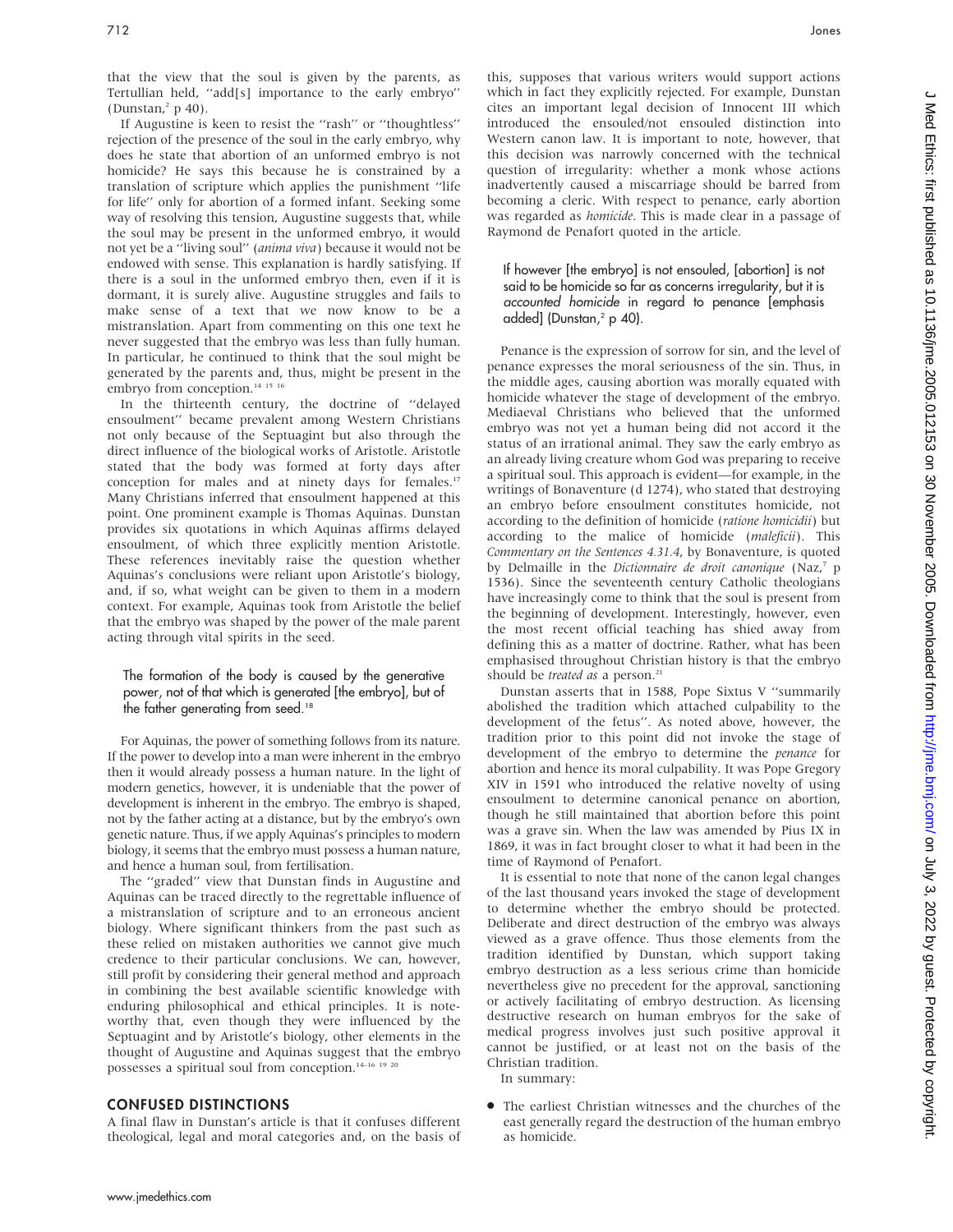that the view that the soul is given by the parents, as Tertullian held, ''add[s] importance to the early embryo'' (Dunstan,[2] p 40).

If Augustine is keen to resist the ''rash'' or ''thoughtless'' rejection of the presence of the soul in the early embryo, why does he state that abortion of an unformed embryo is not homicide? He says this because he is constrained by a translation of scripture which applies the punishment ''life for life'' only for abortion of a formed infant. Seeking some way of resolving this tension, Augustine suggests that, while the soul may be present in the unformed embryo, it would not yet be a ''living soul'' (*anima viva*) because it would not be endowed with sense. This explanation is hardly satisfying. If there is a soul in the unformed embryo then, even if it is dormant, it is surely alive. Augustine struggles and fails to make sense of a text that we now know to be a mistranslation. Apart from commenting on this one text he never suggested that the embryo was less than fully human. In particular, he continued to think that the soul might be generated by the parents and, thus, might be present in the embryo from conception.[14 15 16]

In the thirteenth century, the doctrine of ''delayed ensoulment'' became prevalent among Western Christians not only because of the Septuagint but also through the direct influence of the biological works of Aristotle. Aristotle stated that the body was formed at forty days after conception for males and at ninety days for females.[17] Many Christians inferred that ensoulment happened at this point. One prominent example is Thomas Aquinas. Dunstan provides six quotations in which Aquinas affirms delayed ensoulment, of which three explicitly mention Aristotle. These references inevitably raise the question whether Aquinas's conclusions were reliant upon Aristotle's biology, and, if so, what weight can be given to them in a modern context. For example, Aquinas took from Aristotle the belief that the embryo was shaped by the power of the male parent acting through vital spirits in the seed.

> The formation of the body is caused by the generative power, not of that which is generated [the embryo], but of the father generating from seed.[18]

For Aquinas, the power of something follows from its nature. If the power to develop into a man were inherent in the embryo then it would already possess a human nature. In the light of modern genetics, however, it is undeniable that the power of development is inherent in the embryo. The embryo is shaped, not by the father acting at a distance, but by the embryo's own genetic nature. Thus, if we apply Aquinas's principles to modern biology, it seems that the embryo must possess a human nature, and hence a human soul, from fertilisation.

The ''graded'' view that Dunstan finds in Augustine and Aquinas can be traced directly to the regrettable influence of a mistranslation of scripture and to an erroneous ancient biology. Where significant thinkers from the past such as these relied on mistaken authorities we cannot give much credence to their particular conclusions. We can, however, still profit by considering their general method and approach in combining the best available scientific knowledge with enduring philosophical and ethical principles. It is noteworthy that, even though they were influenced by the Septuagint and by Aristotle's biology, other elements in the thought of Augustine and Aquinas suggest that the embryo possesses a spiritual soul from conception.[14–16 19 20]

## CONFUSED DISTINCTIONS

A final flaw in Dunstan's article is that it confuses different theological, legal and moral categories and, on the basis of this, supposes that various writers would support actions which in fact they explicitly rejected. For example, Dunstan cites an important legal decision of Innocent III which introduced the ensouled/not ensouled distinction into Western canon law. It is important to note, however, that this decision was narrowly concerned with the technical question of irregularity: whether a monk whose actions inadvertently caused a miscarriage should be barred from becoming a cleric. With respect to penance, early abortion was regarded as *homicide*. This is made clear in a passage of Raymond de Penafort quoted in the article.

> If however [the embryo] is not ensouled, [abortion] is not said to be homicide so far as concerns irregularity, but it is *accounted homicide* in regard to penance [emphasis added] (Dunstan,[2] p 40).

Penance is the expression of sorrow for sin, and the level of penance expresses the moral seriousness of the sin. Thus, in the middle ages, causing abortion was morally equated with homicide whatever the stage of development of the embryo. Mediaeval Christians who believed that the unformed embryo was not yet a human being did not accord it the status of an irrational animal. They saw the early embryo as an already living creature whom God was preparing to receive a spiritual soul. This approach is evident—for example, in the writings of Bonaventure (d 1274), who stated that destroying an embryo before ensoulment constitutes homicide, not according to the definition of homicide (*ratione homicidii*) but according to the malice of homicide (*maleficii*). This *Commentary on the Sentences 4.31.4*, by Bonaventure, is quoted by Delmaille in the *Dictionnaire de droit canonique* (Naz,[7] p 1536). Since the seventeenth century Catholic theologians have increasingly come to think that the soul is present from the beginning of development. Interestingly, however, even the most recent official teaching has shied away from defining this as a matter of doctrine. Rather, what has been emphasised throughout Christian history is that the embryo should be *treated as* a person.[21]

Dunstan asserts that in 1588, Pope Sixtus V ''summarily abolished the tradition which attached culpability to the development of the fetus''. As noted above, however, the tradition prior to this point did not invoke the stage of development of the embryo to determine the *penance* for abortion and hence its moral culpability. It was Pope Gregory XIV in 1591 who introduced the relative novelty of using ensoulment to determine canonical penance on abortion, though he still maintained that abortion before this point was a grave sin. When the law was amended by Pius IX in 1869, it was in fact brought closer to what it had been in the time of Raymond of Penafort.

It is essential to note that none of the canon legal changes of the last thousand years invoked the stage of development to determine whether the embryo should be protected. Deliberate and direct destruction of the embryo was always viewed as a grave offence. Thus those elements from the tradition identified by Dunstan, which support taking embryo destruction as a less serious crime than homicide nevertheless give no precedent for the approval, sanctioning or actively facilitating of embryo destruction. As licensing destructive research on human embryos for the sake of medical progress involves just such positive approval it cannot be justified, or at least not on the basis of the Christian tradition.

In summary:

- The earliest Christian witnesses and the churches of the east generally regard the destruction of the human embryo as homicide.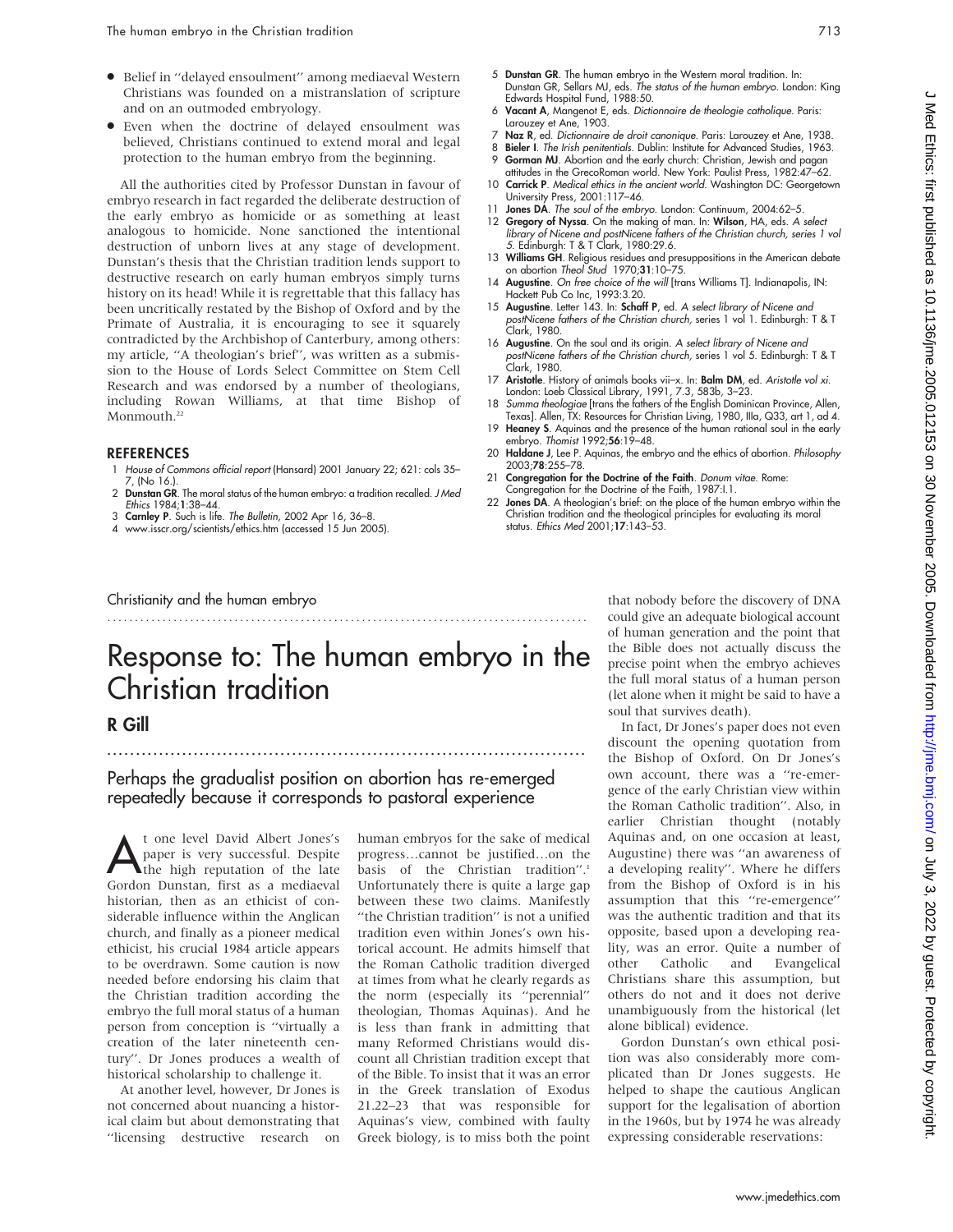- Belief in "delayed ensoulment" among mediaeval Western Christians was founded on a mistranslation of scripture and on an outmoded embryology.
- Even when the doctrine of delayed ensoulment was believed, Christians continued to extend moral and legal protection to the human embryo from the beginning.

All the authorities cited by Professor Dunstan in favour of embryo research in fact regarded the deliberate destruction of the early embryo as homicide or as something at least analogous to homicide. None sanctioned the intentional destruction of unborn lives at any stage of development. Dunstan's thesis that the Christian tradition lends support to destructive research on early human embryos simply turns history on its head! While it is regrettable that this fallacy has been uncritically restated by the Bishop of Oxford and by the Primate of Australia, it is encouraging to see it squarely contradicted by the Archbishop of Canterbury, among others: my article, "A theologian's brief", was written as a submission to the House of Lords Select Committee on Stem Cell Research and was endorsed by a number of theologians, including Rowan Williams, at that time Bishop of Monmouth.[22]

## REFERENCES

1. *House of Commons official report* (Hansard) 2001 January 22; 621: cols 35–7, (No 16.).
2. **Dunstan GR**. The moral status of the human embryo: a tradition recalled. *J Med Ethics* 1984;**1**:38–44.
3. **Carnley P**. Such is life. *The Bulletin*, 2002 Apr 16, 36–8.
4. www.isscr.org/scientists/ethics.htm (accessed 15 Jun 2005).
5. **Dunstan GR**. The human embryo in the Western moral tradition. In: Dunstan GR, Sellars MJ, eds. *The status of the human embryo*. London: King Edwards Hospital Fund, 1988:50.
6. **Vacant A**, Mangenot E, eds. *Dictionnaire de theologie catholique*. Paris: Larouzey et Ane, 1903.
7. **Naz R**, ed. *Dictionnaire de droit canonique*. Paris: Larouzey et Ane, 1938.
8. **Bieler I**. *The Irish penitentials*. Dublin: Institute for Advanced Studies, 1963.
9. **Gorman MJ**. Abortion and the early church: Christian, Jewish and pagan attitudes in the GrecoRoman world. New York: Paulist Press, 1982:47–62.
10. **Carrick P**. *Medical ethics in the ancient world*. Washington DC: Georgetown University Press, 2001:117–46.
11. **Jones DA**. *The soul of the embryo*. London: Continuum, 2004:62–5.
12. **Gregory of Nyssa**. On the making of man. In: **Wilson**, HA, eds. *A select library of Nicene and postNicene fathers of the Christian church, series 1 vol 5*. Edinburgh: T & T Clark, 1980:29.6.
13. **Williams GH**. Religious residues and presuppositions in the American debate on abortion *Theol Stud* 1970;**31**:10–75.
14. **Augustine**. *On free choice of the will* [trans Williams T]. Indianapolis, IN: Hackett Pub Co Inc, 1993:3.20.
15. **Augustine**. Letter 143. In: **Schaff P**, ed. *A select library of Nicene and postNicene fathers of the Christian church*, series 1 vol 1. Edinburgh: T & T Clark, 1980.
16. **Augustine**. On the soul and its origin. *A select library of Nicene and postNicene fathers of the Christian church*, series 1 vol 5. Edinburgh: T & T Clark, 1980.
17. **Aristotle**. History of animals books vii–x. In: **Balm DM**, ed. *Aristotle vol xi*. London: Loeb Classical Library, 1991, 7.3, 583b, 3–23.
18. *Summa theologiae* [trans the fathers of the English Dominican Province, Allen, Texas]. Allen, TX: Resources for Christian Living, 1980, IIIa, Q33, art 1, ad 4.
19. **Heaney S**. Aquinas and the presence of the human rational soul in the early embryo. *Thomist* 1992;**56**:19–48.
20. **Haldane J**, Lee P. Aquinas, the embryo and the ethics of abortion. *Philosophy* 2003;**78**:255–78.
21. **Congregation for the Doctrine of the Faith**. *Donum vitae*. Rome: Congregation for the Doctrine of the Faith, 1987:I.1.
22. **Jones DA**. A theologian's brief: on the place of the human embryo within the Christian tradition and the theological principles for evaluating its moral status. *Ethics Med* 2001;**17**:143–53.

Christianity and the human embryo

# Response to: The human embryo in the Christian tradition

## R Gill

### Perhaps the gradualist position on abortion has re-emerged repeatedly because it corresponds to pastoral experience

At one level David Albert Jones's paper is very successful. Despite the high reputation of the late Gordon Dunstan, first as a mediaeval historian, then as an ethicist of considerable influence within the Anglican church, and finally as a pioneer medical ethicist, his crucial 1984 article appears to be overdrawn. Some caution is now needed before endorsing his claim that the Christian tradition according the embryo the full moral status of a human person from conception is "virtually a creation of the later nineteenth century". Dr Jones produces a wealth of historical scholarship to challenge it.

At another level, however, Dr Jones is not concerned about nuancing a historical claim but about demonstrating that "licensing destructive research on human embryos for the sake of medical progress…cannot be justified…on the basis of the Christian tradition".[1] Unfortunately there is quite a large gap between these two claims. Manifestly "the Christian tradition" is not a unified tradition even within Jones's own historical account. He admits himself that the Roman Catholic tradition diverged at times from what he clearly regards as the norm (especially its "perennial" theologian, Thomas Aquinas). And he is less than frank in admitting that many Reformed Christians would discount all Christian tradition except that of the Bible. To insist that it was an error in the Greek translation of Exodus 21.22–23 that was responsible for Aquinas's view, combined with faulty Greek biology, is to miss both the point that nobody before the discovery of DNA could give an adequate biological account of human generation and the point that the Bible does not actually discuss the precise point when the embryo achieves the full moral status of a human person (let alone when it might be said to have a soul that survives death).

In fact, Dr Jones's paper does not even discount the opening quotation from the Bishop of Oxford. On Dr Jones's own account, there was a "re-emergence of the early Christian view within the Roman Catholic tradition". Also, in earlier Christian thought (notably Aquinas and, on one occasion at least, Augustine) there was "an awareness of a developing reality". Where he differs from the Bishop of Oxford is in his assumption that this "re-emergence" was the authentic tradition and that its opposite, based upon a developing reality, was an error. Quite a number of other Catholic and Evangelical Christians share this assumption, but others do not and it does not derive unambiguously from the historical (let alone biblical) evidence.

Gordon Dunstan's own ethical position was also considerably more complicated than Dr Jones suggests. He helped to shape the cautious Anglican support for the legalisation of abortion in the 1960s, but by 1974 he was already expressing considerable reservations: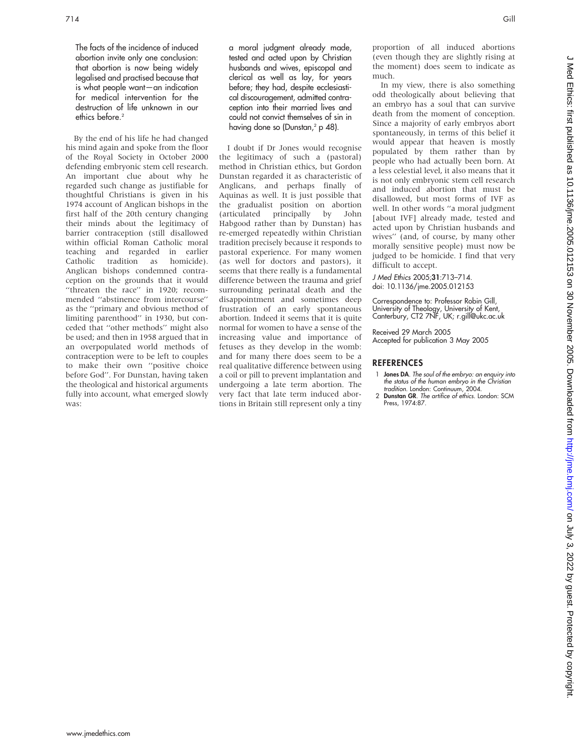> The facts of the incidence of induced abortion invite only one conclusion: that abortion is now being widely legalised and practised because that is what people want—an indication for medical intervention for the destruction of life unknown in our ethics before.[2]

By the end of his life he had changed his mind again and spoke from the floor of the Royal Society in October 2000 defending embryonic stem cell research. An important clue about why he regarded such change as justifiable for thoughtful Christians is given in his 1974 account of Anglican bishops in the first half of the 20th century changing their minds about the legitimacy of barrier contraception (still disallowed within official Roman Catholic moral teaching and regarded in earlier Catholic tradition as homicide). Anglican bishops condemned contraception on the grounds that it would "threaten the race" in 1920; recommended "abstinence from intercourse" as the "primary and obvious method of limiting parenthood" in 1930, but conceded that "other methods" might also be used; and then in 1958 argued that in an overpopulated world methods of contraception were to be left to couples to make their own "positive choice before God". For Dunstan, having taken the theological and historical arguments fully into account, what emerged slowly was:

> a moral judgment already made, tested and acted upon by Christian husbands and wives, episcopal and clerical as well as lay, for years before; they had, despite ecclesiastical discouragement, admitted contraception into their married lives and could not convict themselves of sin in having done so (Dunstan,[2] p 48).

I doubt if Dr Jones would recognise the legitimacy of such a (pastoral) method in Christian ethics, but Gordon Dunstan regarded it as characteristic of Anglicans, and perhaps finally of Aquinas as well. It is just possible that the gradualist position on abortion (articulated principally by John Habgood rather than by Dunstan) has re-emerged repeatedly within Christian tradition precisely because it responds to pastoral experience. For many women (as well for doctors and pastors), it seems that there really is a fundamental difference between the trauma and grief surrounding perinatal death and the disappointment and sometimes deep frustration of an early spontaneous abortion. Indeed it seems that it is quite normal for women to have a sense of the increasing value and importance of fetuses as they develop in the womb: and for many there does seem to be a real qualitative difference between using a coil or pill to prevent implantation and undergoing a late term abortion. The very fact that late term induced abortions in Britain still represent only a tiny proportion of all induced abortions (even though they are slightly rising at the moment) does seem to indicate as much.

In my view, there is also something odd theologically about believing that an embryo has a soul that can survive death from the moment of conception. Since a majority of early embryos abort spontaneously, in terms of this belief it would appear that heaven is mostly populated by them rather than by people who had actually been born. At a less celestial level, it also means that it is not only embryonic stem cell research and induced abortion that must be disallowed, but most forms of IVF as well. In other words "a moral judgment [about IVF] already made, tested and acted upon by Christian husbands and wives" (and, of course, by many other morally sensitive people) must now be judged to be homicide. I find that very difficult to accept.

*J Med Ethics* 2005;**31**:713–714.
doi: 10.1136/jme.2005.012153

Correspondence to: Professor Robin Gill, University of Theology, University of Kent, Canterbury, CT2 7NF, UK; r.gill@ukc.ac.uk

Received 29 March 2005
Accepted for publication 3 May 2005

## REFERENCES

1. **Jones DA**. *The soul of the embryo: an enquiry into the status of the human embryo in the Christian tradition.* London: Continuum, 2004.
2. **Dunstan GR**. *The artifice of ethics.* London: SCM Press, 1974:87.